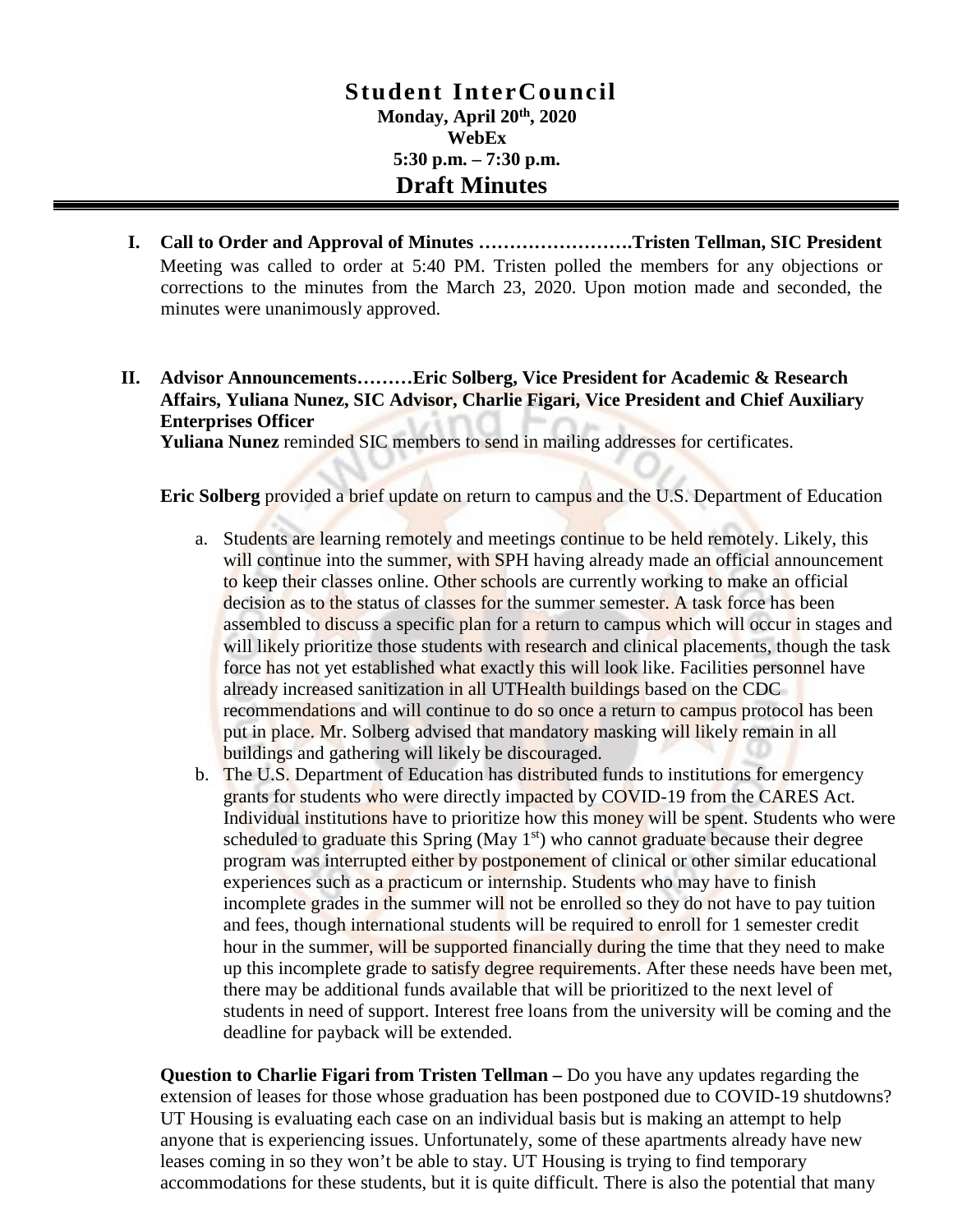# Student InterCouncil

**Monday, April 20th, 2020**
**WebEx**
**5:30 p.m. – 7:30 p.m.**

## Draft Minutes

**I. Call to Order and Approval of Minutes …………………….Tristen Tellman, SIC President**

Meeting was called to order at 5:40 PM. Tristen polled the members for any objections or corrections to the minutes from the March 23, 2020. Upon motion made and seconded, the minutes were unanimously approved.

**II. Advisor Announcements………Eric Solberg, Vice President for Academic & Research Affairs, Yuliana Nunez, SIC Advisor, Charlie Figari, Vice President and Chief Auxiliary Enterprises Officer**

**Yuliana Nunez** reminded SIC members to send in mailing addresses for certificates.

**Eric Solberg** provided a brief update on return to campus and the U.S. Department of Education

a. Students are learning remotely and meetings continue to be held remotely. Likely, this will continue into the summer, with SPH having already made an official announcement to keep their classes online. Other schools are currently working to make an official decision as to the status of classes for the summer semester. A task force has been assembled to discuss a specific plan for a return to campus which will occur in stages and will likely prioritize those students with research and clinical placements, though the task force has not yet established what exactly this will look like. Facilities personnel have already increased sanitization in all UTHealth buildings based on the CDC recommendations and will continue to do so once a return to campus protocol has been put in place. Mr. Solberg advised that mandatory masking will likely remain in all buildings and gathering will likely be discouraged.

b. The U.S. Department of Education has distributed funds to institutions for emergency grants for students who were directly impacted by COVID-19 from the CARES Act. Individual institutions have to prioritize how this money will be spent. Students who were scheduled to graduate this Spring (May 1st) who cannot graduate because their degree program was interrupted either by postponement of clinical or other similar educational experiences such as a practicum or internship. Students who may have to finish incomplete grades in the summer will not be enrolled so they do not have to pay tuition and fees, though international students will be required to enroll for 1 semester credit hour in the summer, will be supported financially during the time that they need to make up this incomplete grade to satisfy degree requirements. After these needs have been met, there may be additional funds available that will be prioritized to the next level of students in need of support. Interest free loans from the university will be coming and the deadline for payback will be extended.

**Question to Charlie Figari from Tristen Tellman –** Do you have any updates regarding the extension of leases for those whose graduation has been postponed due to COVID-19 shutdowns? UT Housing is evaluating each case on an individual basis but is making an attempt to help anyone that is experiencing issues. Unfortunately, some of these apartments already have new leases coming in so they won't be able to stay. UT Housing is trying to find temporary accommodations for these students, but it is quite difficult. There is also the potential that many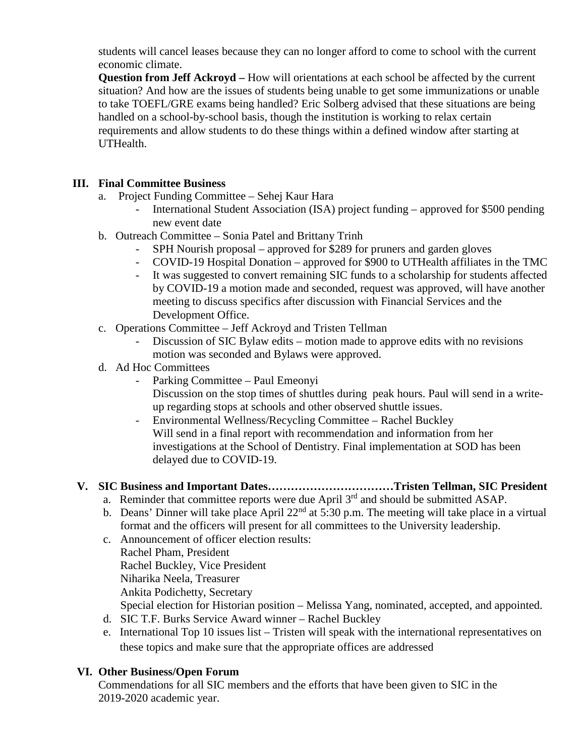students will cancel leases because they can no longer afford to come to school with the current economic climate.

**Question from Jeff Ackroyd –** How will orientations at each school be affected by the current situation? And how are the issues of students being unable to get some immunizations or unable to take TOEFL/GRE exams being handled? Eric Solberg advised that these situations are being handled on a school-by-school basis, though the institution is working to relax certain requirements and allow students to do these things within a defined window after starting at UTHealth.

## III. Final Committee Business

a. Project Funding Committee – Sehej Kaur Hara

- International Student Association (ISA) project funding – approved for $500 pending new event date

b. Outreach Committee – Sonia Patel and Brittany Trinh

- SPH Nourish proposal – approved for $289 for pruners and garden gloves
- COVID-19 Hospital Donation – approved for $900 to UTHealth affiliates in the TMC
- It was suggested to convert remaining SIC funds to a scholarship for students affected by COVID-19 a motion made and seconded, request was approved, will have another meeting to discuss specifics after discussion with Financial Services and the Development Office.

c. Operations Committee – Jeff Ackroyd and Tristen Tellman

- Discussion of SIC Bylaw edits – motion made to approve edits with no revisions motion was seconded and Bylaws were approved.

d. Ad Hoc Committees

- Parking Committee – Paul Emeonyi
  Discussion on the stop times of shuttles during peak hours. Paul will send in a write-up regarding stops at schools and other observed shuttle issues.
- Environmental Wellness/Recycling Committee – Rachel Buckley
  Will send in a final report with recommendation and information from her investigations at the School of Dentistry. Final implementation at SOD has been delayed due to COVID-19.

## V. SIC Business and Important Dates……………………………Tristen Tellman, SIC President

a. Reminder that committee reports were due April 3rd and should be submitted ASAP.

b. Deans' Dinner will take place April 22nd at 5:30 p.m. The meeting will take place in a virtual format and the officers will present for all committees to the University leadership.

c. Announcement of officer election results:
Rachel Pham, President
Rachel Buckley, Vice President
Niharika Neela, Treasurer
Ankita Podichetty, Secretary
Special election for Historian position – Melissa Yang, nominated, accepted, and appointed.

d. SIC T.F. Burks Service Award winner – Rachel Buckley

e. International Top 10 issues list – Tristen will speak with the international representatives on these topics and make sure that the appropriate offices are addressed

## VI. Other Business/Open Forum

Commendations for all SIC members and the efforts that have been given to SIC in the 2019-2020 academic year.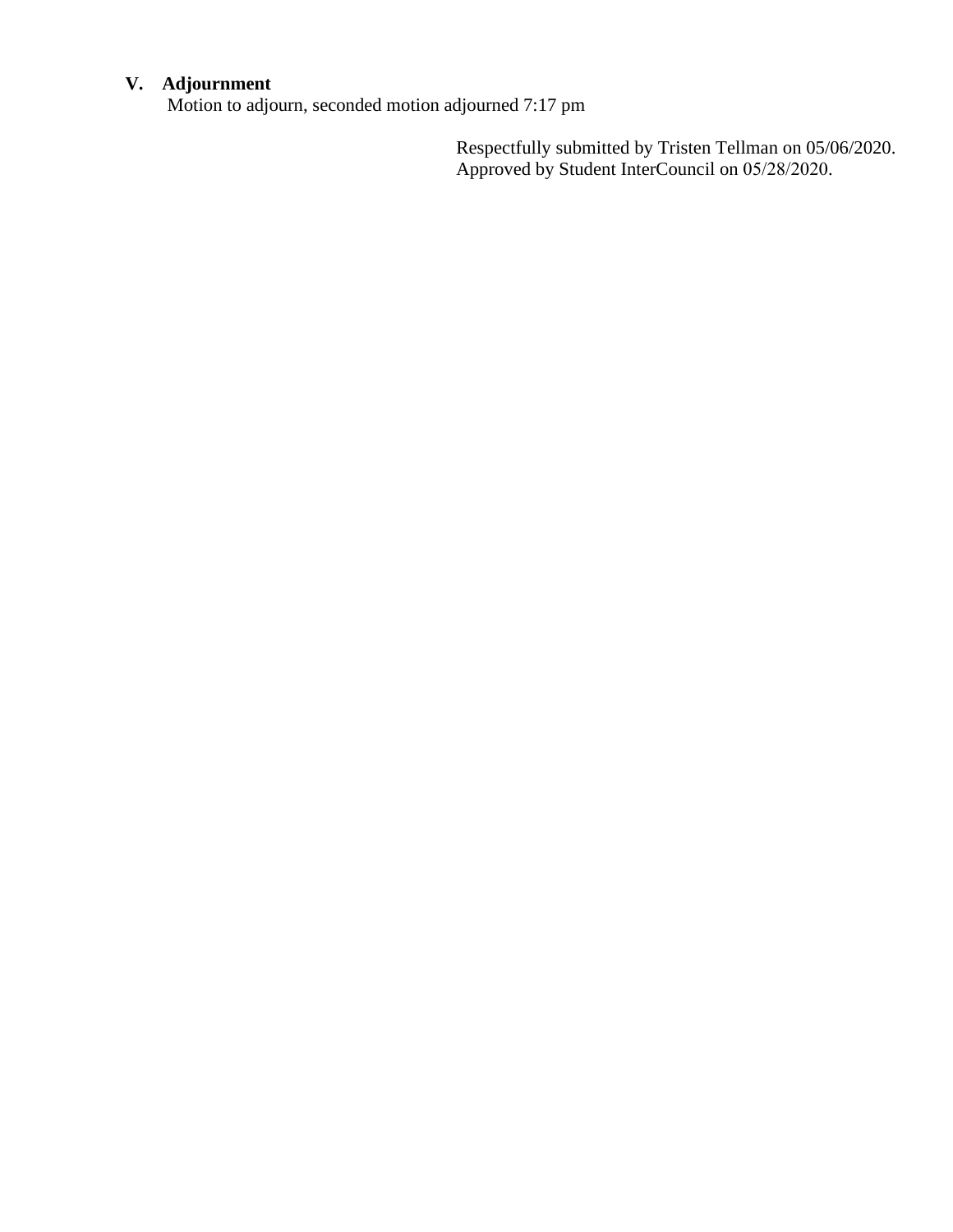## V. Adjournment

Motion to adjourn, seconded motion adjourned 7:17 pm

Respectfully submitted by Tristen Tellman on 05/06/2020.
Approved by Student InterCouncil on 05/28/2020.